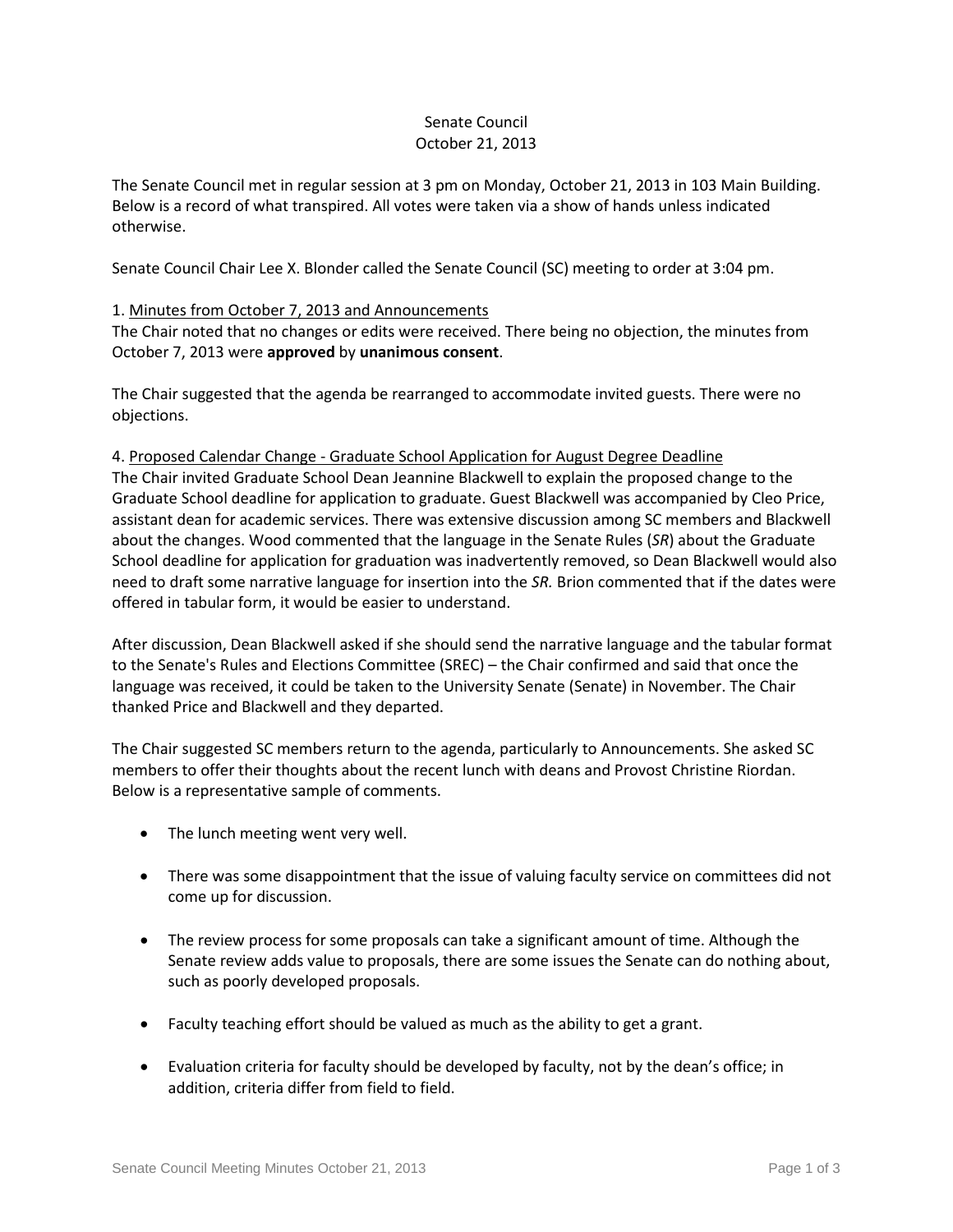Senate Council
October 21, 2013

The Senate Council met in regular session at 3 pm on Monday, October 21, 2013 in 103 Main Building. Below is a record of what transpired. All votes were taken via a show of hands unless indicated otherwise.

Senate Council Chair Lee X. Blonder called the Senate Council (SC) meeting to order at 3:04 pm.

1. Minutes from October 7, 2013 and Announcements
The Chair noted that no changes or edits were received. There being no objection, the minutes from October 7, 2013 were **approved** by **unanimous consent**.

The Chair suggested that the agenda be rearranged to accommodate invited guests. There were no objections.

4. Proposed Calendar Change - Graduate School Application for August Degree Deadline
The Chair invited Graduate School Dean Jeannine Blackwell to explain the proposed change to the Graduate School deadline for application to graduate. Guest Blackwell was accompanied by Cleo Price, assistant dean for academic services. There was extensive discussion among SC members and Blackwell about the changes. Wood commented that the language in the Senate Rules (*SR*) about the Graduate School deadline for application for graduation was inadvertently removed, so Dean Blackwell would also need to draft some narrative language for insertion into the *SR.* Brion commented that if the dates were offered in tabular form, it would be easier to understand.

After discussion, Dean Blackwell asked if she should send the narrative language and the tabular format to the Senate's Rules and Elections Committee (SREC) – the Chair confirmed and said that once the language was received, it could be taken to the University Senate (Senate) in November. The Chair thanked Price and Blackwell and they departed.

The Chair suggested SC members return to the agenda, particularly to Announcements. She asked SC members to offer their thoughts about the recent lunch with deans and Provost Christine Riordan. Below is a representative sample of comments.

- The lunch meeting went very well.
- There was some disappointment that the issue of valuing faculty service on committees did not come up for discussion.
- The review process for some proposals can take a significant amount of time. Although the Senate review adds value to proposals, there are some issues the Senate can do nothing about, such as poorly developed proposals.
- Faculty teaching effort should be valued as much as the ability to get a grant.
- Evaluation criteria for faculty should be developed by faculty, not by the dean's office; in addition, criteria differ from field to field.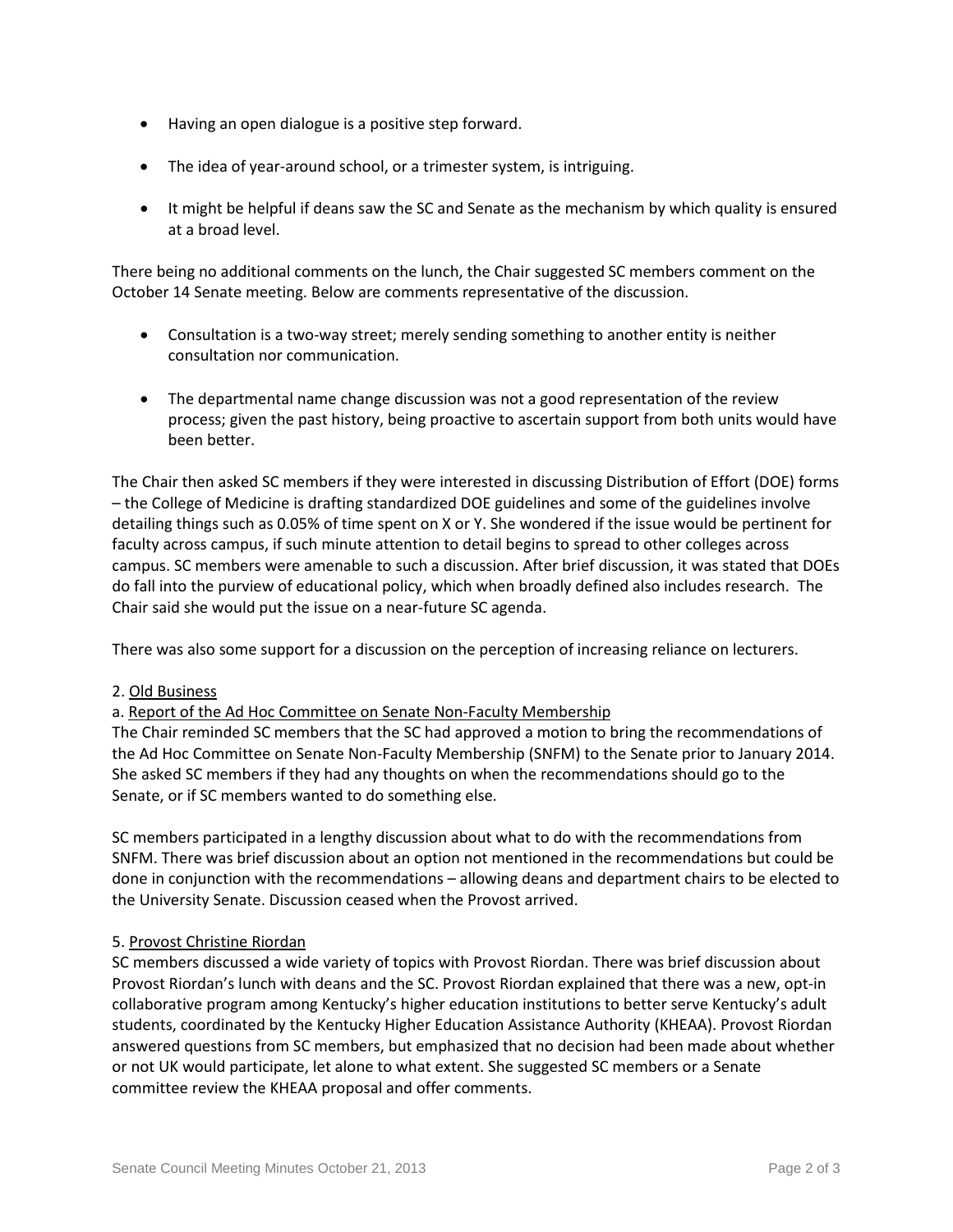- Having an open dialogue is a positive step forward.
- The idea of year-around school, or a trimester system, is intriguing.
- It might be helpful if deans saw the SC and Senate as the mechanism by which quality is ensured at a broad level.

There being no additional comments on the lunch, the Chair suggested SC members comment on the October 14 Senate meeting. Below are comments representative of the discussion.

- Consultation is a two-way street; merely sending something to another entity is neither consultation nor communication.
- The departmental name change discussion was not a good representation of the review process; given the past history, being proactive to ascertain support from both units would have been better.

The Chair then asked SC members if they were interested in discussing Distribution of Effort (DOE) forms – the College of Medicine is drafting standardized DOE guidelines and some of the guidelines involve detailing things such as 0.05% of time spent on X or Y. She wondered if the issue would be pertinent for faculty across campus, if such minute attention to detail begins to spread to other colleges across campus. SC members were amenable to such a discussion. After brief discussion, it was stated that DOEs do fall into the purview of educational policy, which when broadly defined also includes research. The Chair said she would put the issue on a near-future SC agenda.

There was also some support for a discussion on the perception of increasing reliance on lecturers.

2. <u>Old Business</u>

a. <u>Report of the Ad Hoc Committee on Senate Non-Faculty Membership</u>

The Chair reminded SC members that the SC had approved a motion to bring the recommendations of the Ad Hoc Committee on Senate Non-Faculty Membership (SNFM) to the Senate prior to January 2014. She asked SC members if they had any thoughts on when the recommendations should go to the Senate, or if SC members wanted to do something else.

SC members participated in a lengthy discussion about what to do with the recommendations from SNFM. There was brief discussion about an option not mentioned in the recommendations but could be done in conjunction with the recommendations – allowing deans and department chairs to be elected to the University Senate. Discussion ceased when the Provost arrived.

5. <u>Provost Christine Riordan</u>

SC members discussed a wide variety of topics with Provost Riordan. There was brief discussion about Provost Riordan's lunch with deans and the SC. Provost Riordan explained that there was a new, opt-in collaborative program among Kentucky's higher education institutions to better serve Kentucky's adult students, coordinated by the Kentucky Higher Education Assistance Authority (KHEAA). Provost Riordan answered questions from SC members, but emphasized that no decision had been made about whether or not UK would participate, let alone to what extent. She suggested SC members or a Senate committee review the KHEAA proposal and offer comments.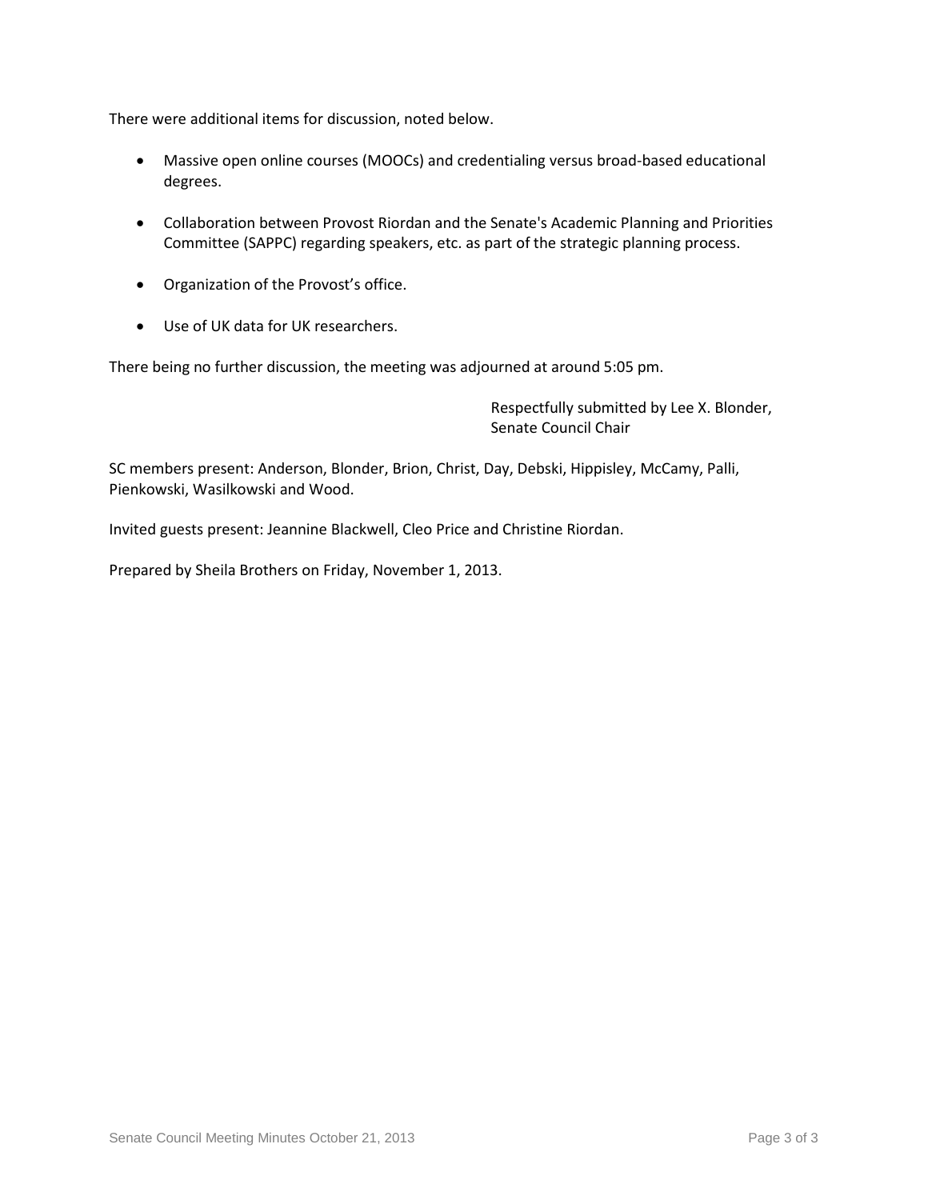There were additional items for discussion, noted below.

- Massive open online courses (MOOCs) and credentialing versus broad-based educational degrees.

- Collaboration between Provost Riordan and the Senate's Academic Planning and Priorities Committee (SAPPC) regarding speakers, etc. as part of the strategic planning process.

- Organization of the Provost's office.

- Use of UK data for UK researchers.

There being no further discussion, the meeting was adjourned at around 5:05 pm.

Respectfully submitted by Lee X. Blonder,
Senate Council Chair

SC members present: Anderson, Blonder, Brion, Christ, Day, Debski, Hippisley, McCamy, Palli, Pienkowski, Wasilkowski and Wood.

Invited guests present: Jeannine Blackwell, Cleo Price and Christine Riordan.

Prepared by Sheila Brothers on Friday, November 1, 2013.